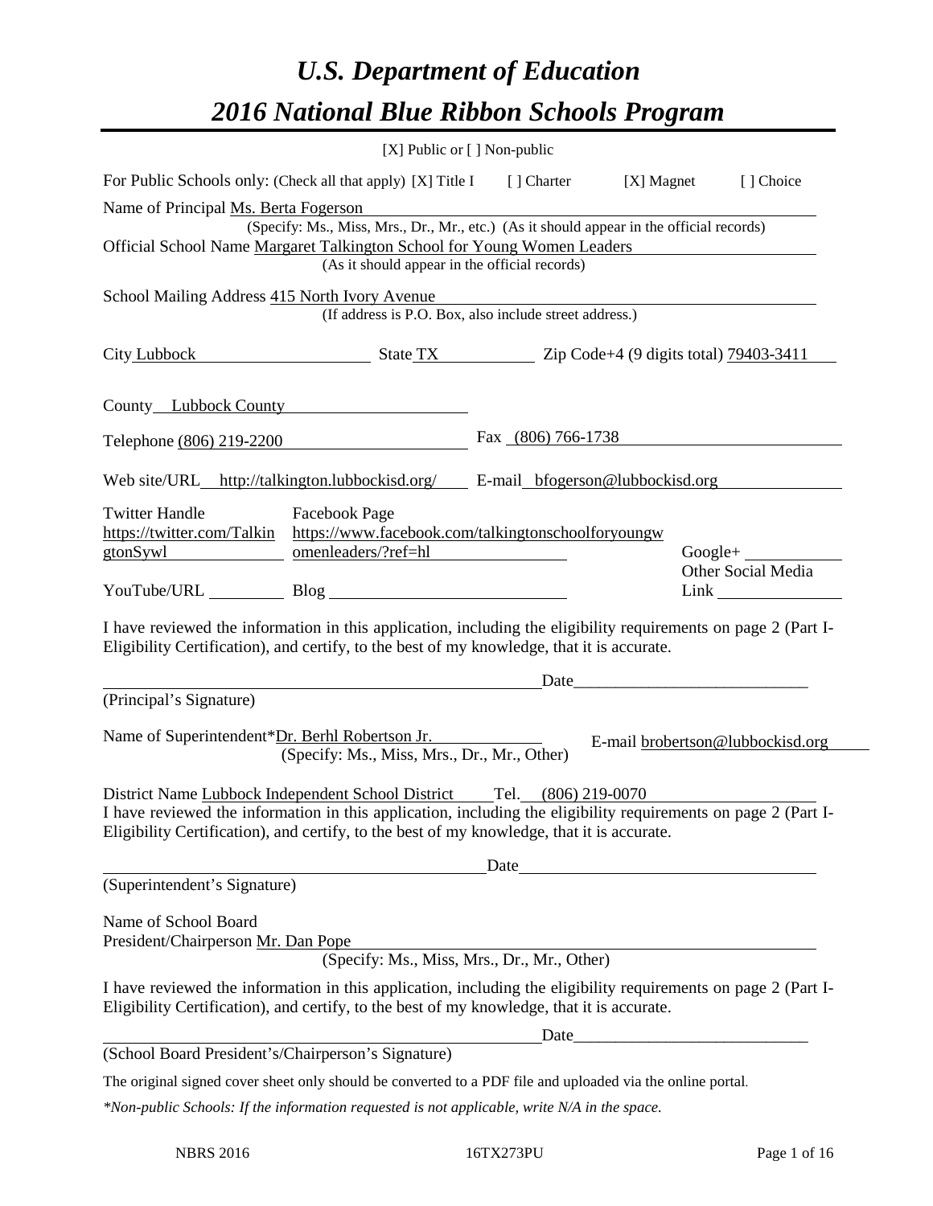# *U.S. Department of Education*

# *2016 National Blue Ribbon Schools Program*

[X] Public or [ ] Non-public

For Public Schools only: (Check all that apply) [X] Title I [ ] Charter [X] Magnet [ ] Choice

Name of Principal Ms. Berta Fogerson
(Specify: Ms., Miss, Mrs., Dr., Mr., etc.) (As it should appear in the official records)

Official School Name Margaret Talkington School for Young Women Leaders
(As it should appear in the official records)

School Mailing Address 415 North Ivory Avenue
(If address is P.O. Box, also include street address.)

City Lubbock State TX Zip Code+4 (9 digits total) 79403-3411

County Lubbock County

Telephone (806) 219-2200 Fax (806) 766-1738

Web site/URL http://talkington.lubbockisd.org/ E-mail bfogerson@lubbockisd.org

Twitter Handle https://twitter.com/TalkingtonSywl

Facebook Page https://www.facebook.com/talkingtonschoolforyoungwomenleaders/?ref=hl

Google+

YouTube/URL

Blog

Other Social Media Link

I have reviewed the information in this application, including the eligibility requirements on page 2 (Part I-Eligibility Certification), and certify, to the best of my knowledge, that it is accurate.

Date

(Principal's Signature)

Name of Superintendent*Dr. Berhl Robertson Jr.
(Specify: Ms., Miss, Mrs., Dr., Mr., Other)

E-mail brobertson@lubbockisd.org

District Name Lubbock Independent School District Tel. (806) 219-0070

I have reviewed the information in this application, including the eligibility requirements on page 2 (Part I-Eligibility Certification), and certify, to the best of my knowledge, that it is accurate.

Date

(Superintendent's Signature)

Name of School Board
President/Chairperson Mr. Dan Pope
(Specify: Ms., Miss, Mrs., Dr., Mr., Other)

I have reviewed the information in this application, including the eligibility requirements on page 2 (Part I-Eligibility Certification), and certify, to the best of my knowledge, that it is accurate.

Date

(School Board President's/Chairperson's Signature)

The original signed cover sheet only should be converted to a PDF file and uploaded via the online portal.

*\*Non-public Schools: If the information requested is not applicable, write N/A in the space.*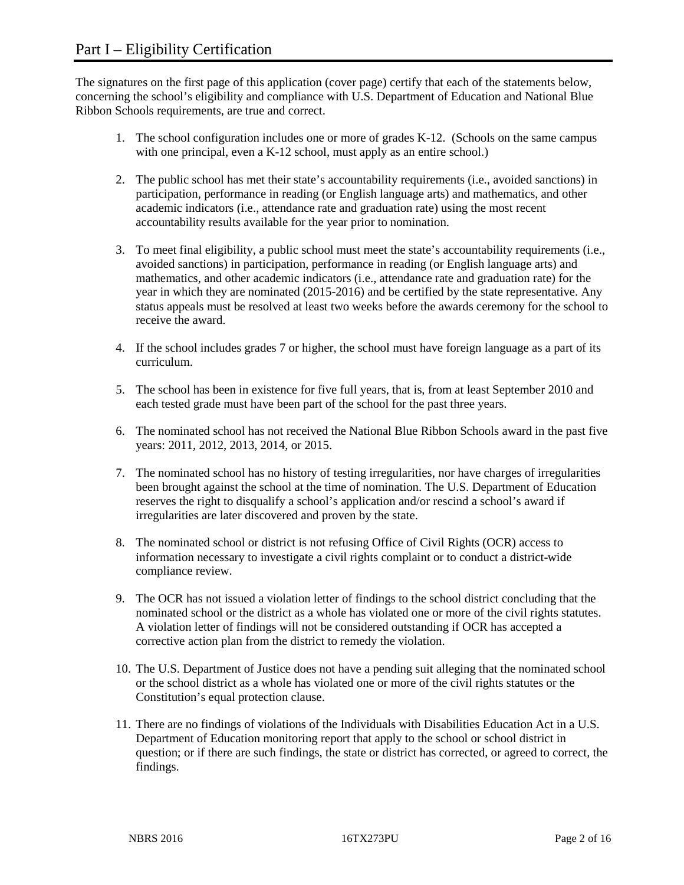# Part I – Eligibility Certification

The signatures on the first page of this application (cover page) certify that each of the statements below, concerning the school's eligibility and compliance with U.S. Department of Education and National Blue Ribbon Schools requirements, are true and correct.

1. The school configuration includes one or more of grades K-12. (Schools on the same campus with one principal, even a K-12 school, must apply as an entire school.)

2. The public school has met their state's accountability requirements (i.e., avoided sanctions) in participation, performance in reading (or English language arts) and mathematics, and other academic indicators (i.e., attendance rate and graduation rate) using the most recent accountability results available for the year prior to nomination.

3. To meet final eligibility, a public school must meet the state's accountability requirements (i.e., avoided sanctions) in participation, performance in reading (or English language arts) and mathematics, and other academic indicators (i.e., attendance rate and graduation rate) for the year in which they are nominated (2015-2016) and be certified by the state representative. Any status appeals must be resolved at least two weeks before the awards ceremony for the school to receive the award.

4. If the school includes grades 7 or higher, the school must have foreign language as a part of its curriculum.

5. The school has been in existence for five full years, that is, from at least September 2010 and each tested grade must have been part of the school for the past three years.

6. The nominated school has not received the National Blue Ribbon Schools award in the past five years: 2011, 2012, 2013, 2014, or 2015.

7. The nominated school has no history of testing irregularities, nor have charges of irregularities been brought against the school at the time of nomination. The U.S. Department of Education reserves the right to disqualify a school's application and/or rescind a school's award if irregularities are later discovered and proven by the state.

8. The nominated school or district is not refusing Office of Civil Rights (OCR) access to information necessary to investigate a civil rights complaint or to conduct a district-wide compliance review.

9. The OCR has not issued a violation letter of findings to the school district concluding that the nominated school or the district as a whole has violated one or more of the civil rights statutes. A violation letter of findings will not be considered outstanding if OCR has accepted a corrective action plan from the district to remedy the violation.

10. The U.S. Department of Justice does not have a pending suit alleging that the nominated school or the school district as a whole has violated one or more of the civil rights statutes or the Constitution's equal protection clause.

11. There are no findings of violations of the Individuals with Disabilities Education Act in a U.S. Department of Education monitoring report that apply to the school or school district in question; or if there are such findings, the state or district has corrected, or agreed to correct, the findings.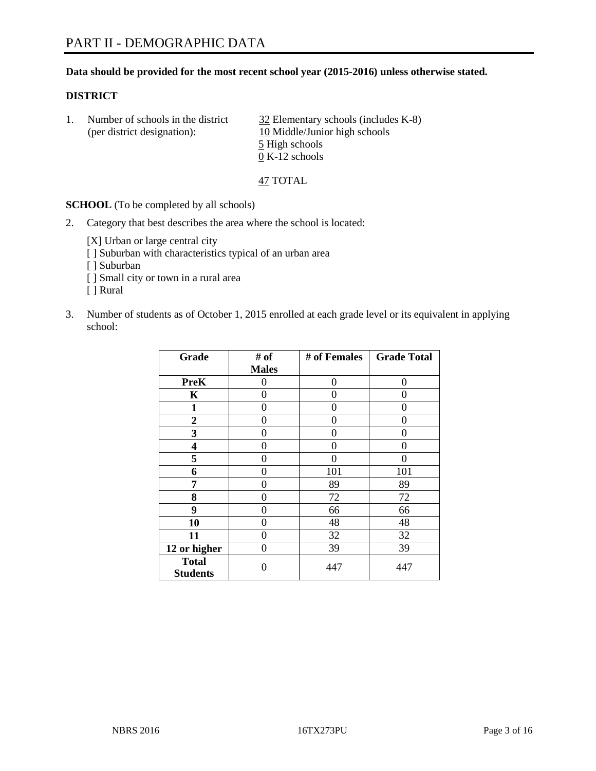# PART II - DEMOGRAPHIC DATA

**Data should be provided for the most recent school year (2015-2016) unless otherwise stated.**

**DISTRICT**

1. Number of schools in the district (per district designation):
   32 Elementary schools (includes K-8)
   10 Middle/Junior high schools
   5 High schools
   0 K-12 schools

   47 TOTAL

**SCHOOL** (To be completed by all schools)

2. Category that best describes the area where the school is located:

   [X] Urban or large central city
   [ ] Suburban with characteristics typical of an urban area
   [ ] Suburban
   [ ] Small city or town in a rural area
   [ ] Rural

3. Number of students as of October 1, 2015 enrolled at each grade level or its equivalent in applying school:

| Grade | # of Males | # of Females | Grade Total |
|---|---|---|---|
| **PreK** | 0 | 0 | 0 |
| **K** | 0 | 0 | 0 |
| **1** | 0 | 0 | 0 |
| **2** | 0 | 0 | 0 |
| **3** | 0 | 0 | 0 |
| **4** | 0 | 0 | 0 |
| **5** | 0 | 0 | 0 |
| **6** | 0 | 101 | 101 |
| **7** | 0 | 89 | 89 |
| **8** | 0 | 72 | 72 |
| **9** | 0 | 66 | 66 |
| **10** | 0 | 48 | 48 |
| **11** | 0 | 32 | 32 |
| **12 or higher** | 0 | 39 | 39 |
| **Total Students** | 0 | 447 | 447 |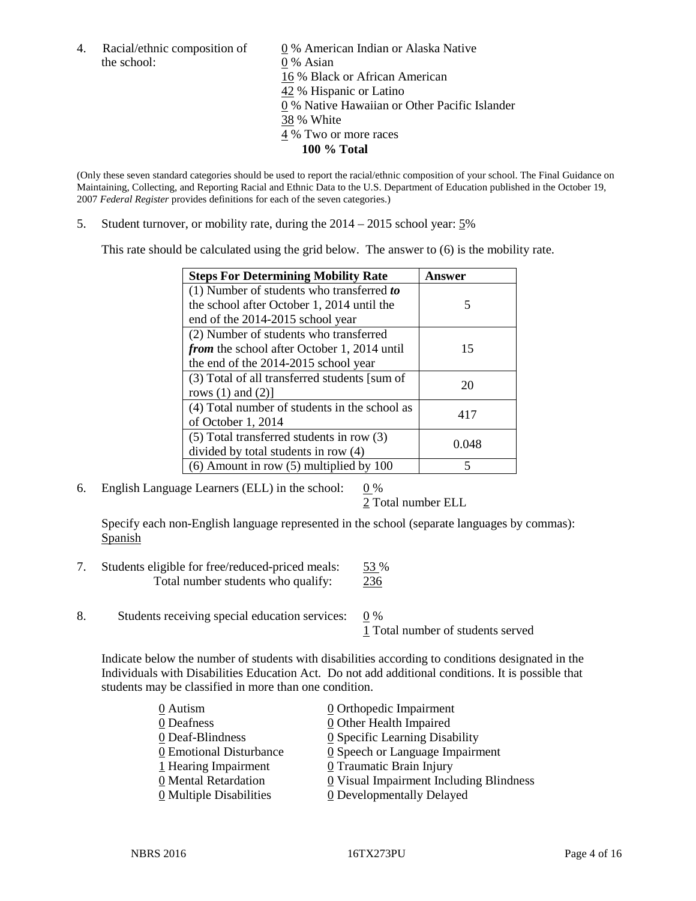4. Racial/ethnic composition of the school:

   0 % American Indian or Alaska Native
   0 % Asian
   16 % Black or African American
   42 % Hispanic or Latino
   0 % Native Hawaiian or Other Pacific Islander
   38 % White
   4 % Two or more races
   **100 % Total**

(Only these seven standard categories should be used to report the racial/ethnic composition of your school. The Final Guidance on Maintaining, Collecting, and Reporting Racial and Ethnic Data to the U.S. Department of Education published in the October 19, 2007 *Federal Register* provides definitions for each of the seven categories.)

5. Student turnover, or mobility rate, during the 2014 – 2015 school year: 5%

   This rate should be calculated using the grid below. The answer to (6) is the mobility rate.

| **Steps For Determining Mobility Rate** | **Answer** |
|---|---|
| (1) Number of students who transferred ***to*** the school after October 1, 2014 until the end of the 2014-2015 school year | 5 |
| (2) Number of students who transferred ***from*** the school after October 1, 2014 until the end of the 2014-2015 school year | 15 |
| (3) Total of all transferred students [sum of rows (1) and (2)] | 20 |
| (4) Total number of students in the school as of October 1, 2014 | 417 |
| (5) Total transferred students in row (3) divided by total students in row (4) | 0.048 |
| (6) Amount in row (5) multiplied by 100 | 5 |

6. English Language Learners (ELL) in the school: 0 %
   2 Total number ELL

   Specify each non-English language represented in the school (separate languages by commas):
   Spanish

7. Students eligible for free/reduced-priced meals: 53 %
   Total number students who qualify: 236

8. Students receiving special education services: 0 %
   1 Total number of students served

   Indicate below the number of students with disabilities according to conditions designated in the Individuals with Disabilities Education Act. Do not add additional conditions. It is possible that students may be classified in more than one condition.

   0 Autism
   0 Deafness
   0 Deaf-Blindness
   0 Emotional Disturbance
   1 Hearing Impairment
   0 Mental Retardation
   0 Multiple Disabilities
   0 Orthopedic Impairment
   0 Other Health Impaired
   0 Specific Learning Disability
   0 Speech or Language Impairment
   0 Traumatic Brain Injury
   0 Visual Impairment Including Blindness
   0 Developmentally Delayed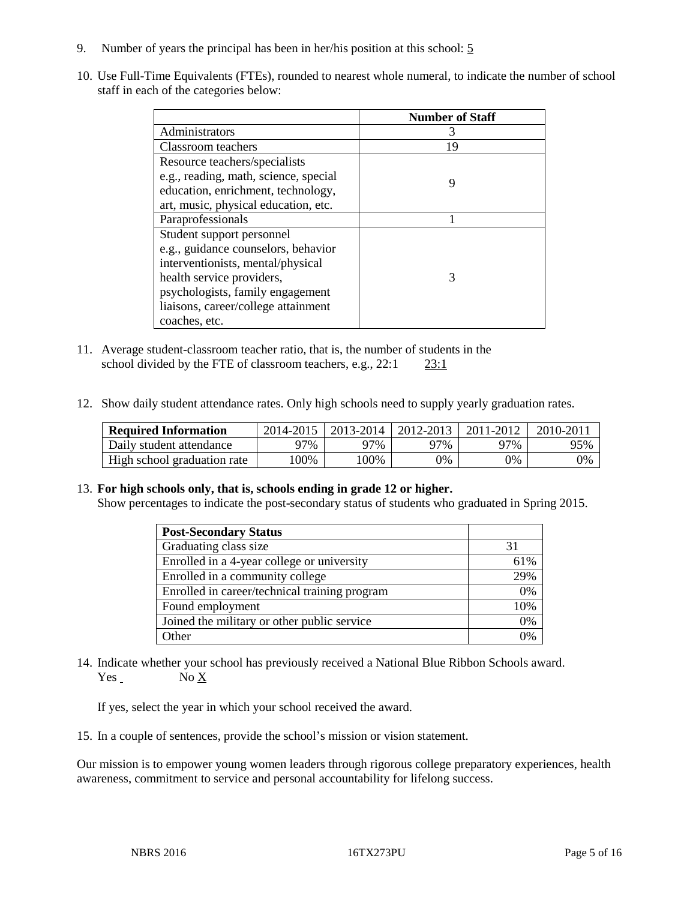9. Number of years the principal has been in her/his position at this school: 5

10. Use Full-Time Equivalents (FTEs), rounded to nearest whole numeral, to indicate the number of school staff in each of the categories below:

| | Number of Staff |
|---|---|
| Administrators | 3 |
| Classroom teachers | 19 |
| Resource teachers/specialists e.g., reading, math, science, special education, enrichment, technology, art, music, physical education, etc. | 9 |
| Paraprofessionals | 1 |
| Student support personnel e.g., guidance counselors, behavior interventionists, mental/physical health service providers, psychologists, family engagement liaisons, career/college attainment coaches, etc. | 3 |

11. Average student-classroom teacher ratio, that is, the number of students in the school divided by the FTE of classroom teachers, e.g., 22:1 23:1

12. Show daily student attendance rates. Only high schools need to supply yearly graduation rates.

| Required Information | 2014-2015 | 2013-2014 | 2012-2013 | 2011-2012 | 2010-2011 |
|---|---|---|---|---|---|
| Daily student attendance | 97% | 97% | 97% | 97% | 95% |
| High school graduation rate | 100% | 100% | 0% | 0% | 0% |

13. **For high schools only, that is, schools ending in grade 12 or higher.**
Show percentages to indicate the post-secondary status of students who graduated in Spring 2015.

| Post-Secondary Status | |
|---|---|
| Graduating class size | 31 |
| Enrolled in a 4-year college or university | 61% |
| Enrolled in a community college | 29% |
| Enrolled in career/technical training program | 0% |
| Found employment | 10% |
| Joined the military or other public service | 0% |
| Other | 0% |

14. Indicate whether your school has previously received a National Blue Ribbon Schools award.
Yes No X

If yes, select the year in which your school received the award.

15. In a couple of sentences, provide the school's mission or vision statement.

Our mission is to empower young women leaders through rigorous college preparatory experiences, health awareness, commitment to service and personal accountability for lifelong success.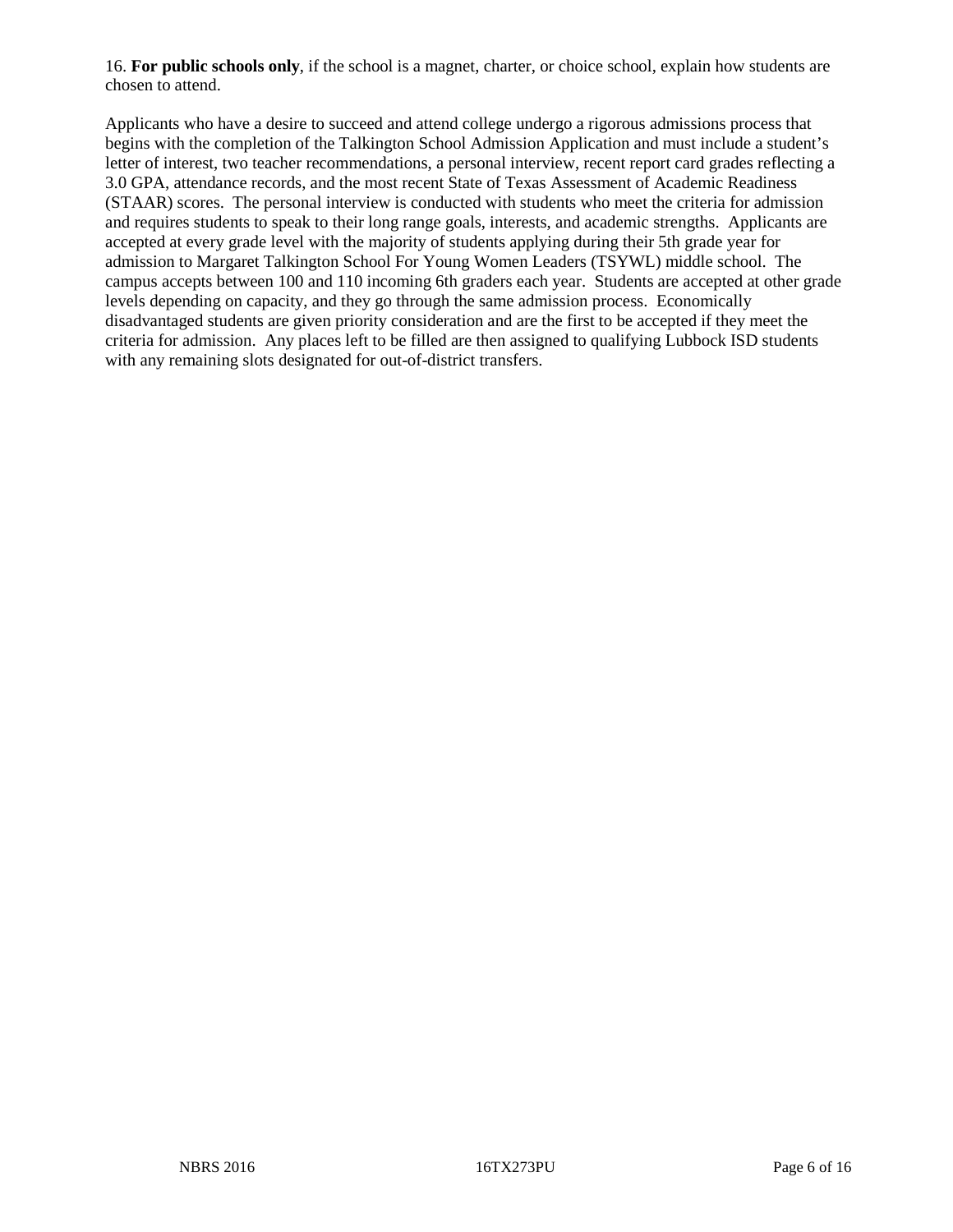16. **For public schools only**, if the school is a magnet, charter, or choice school, explain how students are chosen to attend.

Applicants who have a desire to succeed and attend college undergo a rigorous admissions process that begins with the completion of the Talkington School Admission Application and must include a student's letter of interest, two teacher recommendations, a personal interview, recent report card grades reflecting a 3.0 GPA, attendance records, and the most recent State of Texas Assessment of Academic Readiness (STAAR) scores. The personal interview is conducted with students who meet the criteria for admission and requires students to speak to their long range goals, interests, and academic strengths. Applicants are accepted at every grade level with the majority of students applying during their 5th grade year for admission to Margaret Talkington School For Young Women Leaders (TSYWL) middle school. The campus accepts between 100 and 110 incoming 6th graders each year. Students are accepted at other grade levels depending on capacity, and they go through the same admission process. Economically disadvantaged students are given priority consideration and are the first to be accepted if they meet the criteria for admission. Any places left to be filled are then assigned to qualifying Lubbock ISD students with any remaining slots designated for out-of-district transfers.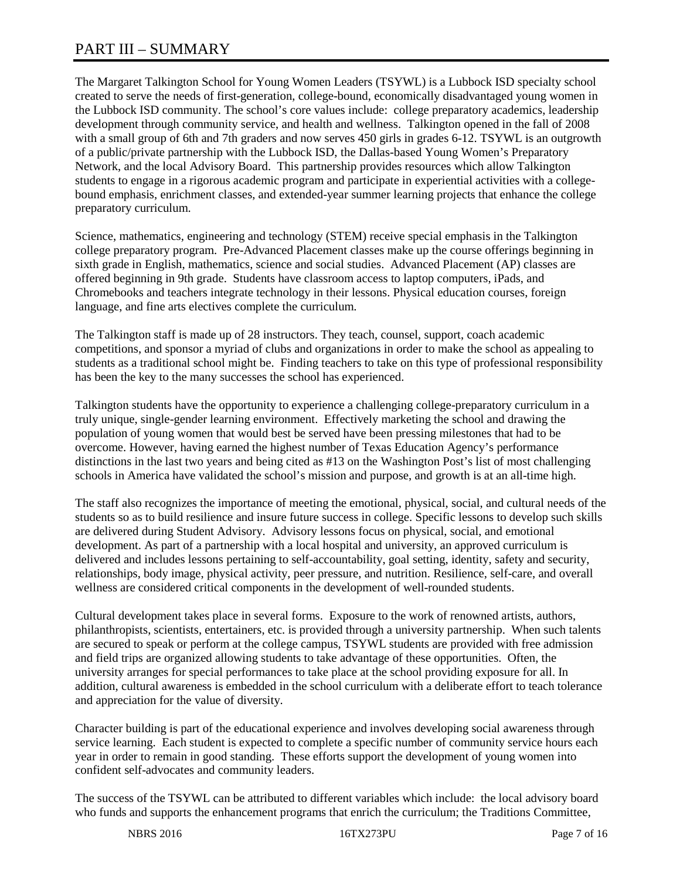# PART III – SUMMARY

The Margaret Talkington School for Young Women Leaders (TSYWL) is a Lubbock ISD specialty school created to serve the needs of first-generation, college-bound, economically disadvantaged young women in the Lubbock ISD community. The school's core values include: college preparatory academics, leadership development through community service, and health and wellness. Talkington opened in the fall of 2008 with a small group of 6th and 7th graders and now serves 450 girls in grades 6-12. TSYWL is an outgrowth of a public/private partnership with the Lubbock ISD, the Dallas-based Young Women's Preparatory Network, and the local Advisory Board. This partnership provides resources which allow Talkington students to engage in a rigorous academic program and participate in experiential activities with a college-bound emphasis, enrichment classes, and extended-year summer learning projects that enhance the college preparatory curriculum.

Science, mathematics, engineering and technology (STEM) receive special emphasis in the Talkington college preparatory program. Pre-Advanced Placement classes make up the course offerings beginning in sixth grade in English, mathematics, science and social studies. Advanced Placement (AP) classes are offered beginning in 9th grade. Students have classroom access to laptop computers, iPads, and Chromebooks and teachers integrate technology in their lessons. Physical education courses, foreign language, and fine arts electives complete the curriculum.

The Talkington staff is made up of 28 instructors. They teach, counsel, support, coach academic competitions, and sponsor a myriad of clubs and organizations in order to make the school as appealing to students as a traditional school might be. Finding teachers to take on this type of professional responsibility has been the key to the many successes the school has experienced.

Talkington students have the opportunity to experience a challenging college-preparatory curriculum in a truly unique, single-gender learning environment. Effectively marketing the school and drawing the population of young women that would best be served have been pressing milestones that had to be overcome. However, having earned the highest number of Texas Education Agency's performance distinctions in the last two years and being cited as #13 on the Washington Post's list of most challenging schools in America have validated the school's mission and purpose, and growth is at an all-time high.

The staff also recognizes the importance of meeting the emotional, physical, social, and cultural needs of the students so as to build resilience and insure future success in college. Specific lessons to develop such skills are delivered during Student Advisory. Advisory lessons focus on physical, social, and emotional development. As part of a partnership with a local hospital and university, an approved curriculum is delivered and includes lessons pertaining to self-accountability, goal setting, identity, safety and security, relationships, body image, physical activity, peer pressure, and nutrition. Resilience, self-care, and overall wellness are considered critical components in the development of well-rounded students.

Cultural development takes place in several forms. Exposure to the work of renowned artists, authors, philanthropists, scientists, entertainers, etc. is provided through a university partnership. When such talents are secured to speak or perform at the college campus, TSYWL students are provided with free admission and field trips are organized allowing students to take advantage of these opportunities. Often, the university arranges for special performances to take place at the school providing exposure for all. In addition, cultural awareness is embedded in the school curriculum with a deliberate effort to teach tolerance and appreciation for the value of diversity.

Character building is part of the educational experience and involves developing social awareness through service learning. Each student is expected to complete a specific number of community service hours each year in order to remain in good standing. These efforts support the development of young women into confident self-advocates and community leaders.

The success of the TSYWL can be attributed to different variables which include: the local advisory board who funds and supports the enhancement programs that enrich the curriculum; the Traditions Committee,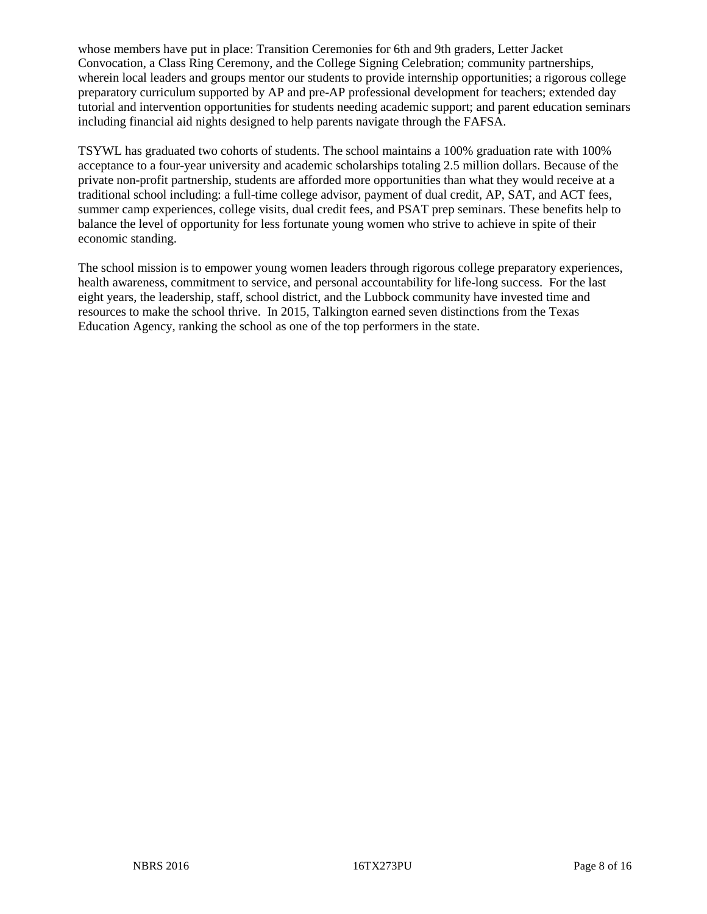whose members have put in place: Transition Ceremonies for 6th and 9th graders, Letter Jacket Convocation, a Class Ring Ceremony, and the College Signing Celebration; community partnerships, wherein local leaders and groups mentor our students to provide internship opportunities; a rigorous college preparatory curriculum supported by AP and pre-AP professional development for teachers; extended day tutorial and intervention opportunities for students needing academic support; and parent education seminars including financial aid nights designed to help parents navigate through the FAFSA.

TSYWL has graduated two cohorts of students. The school maintains a 100% graduation rate with 100% acceptance to a four-year university and academic scholarships totaling 2.5 million dollars. Because of the private non-profit partnership, students are afforded more opportunities than what they would receive at a traditional school including: a full-time college advisor, payment of dual credit, AP, SAT, and ACT fees, summer camp experiences, college visits, dual credit fees, and PSAT prep seminars. These benefits help to balance the level of opportunity for less fortunate young women who strive to achieve in spite of their economic standing.

The school mission is to empower young women leaders through rigorous college preparatory experiences, health awareness, commitment to service, and personal accountability for life-long success. For the last eight years, the leadership, staff, school district, and the Lubbock community have invested time and resources to make the school thrive. In 2015, Talkington earned seven distinctions from the Texas Education Agency, ranking the school as one of the top performers in the state.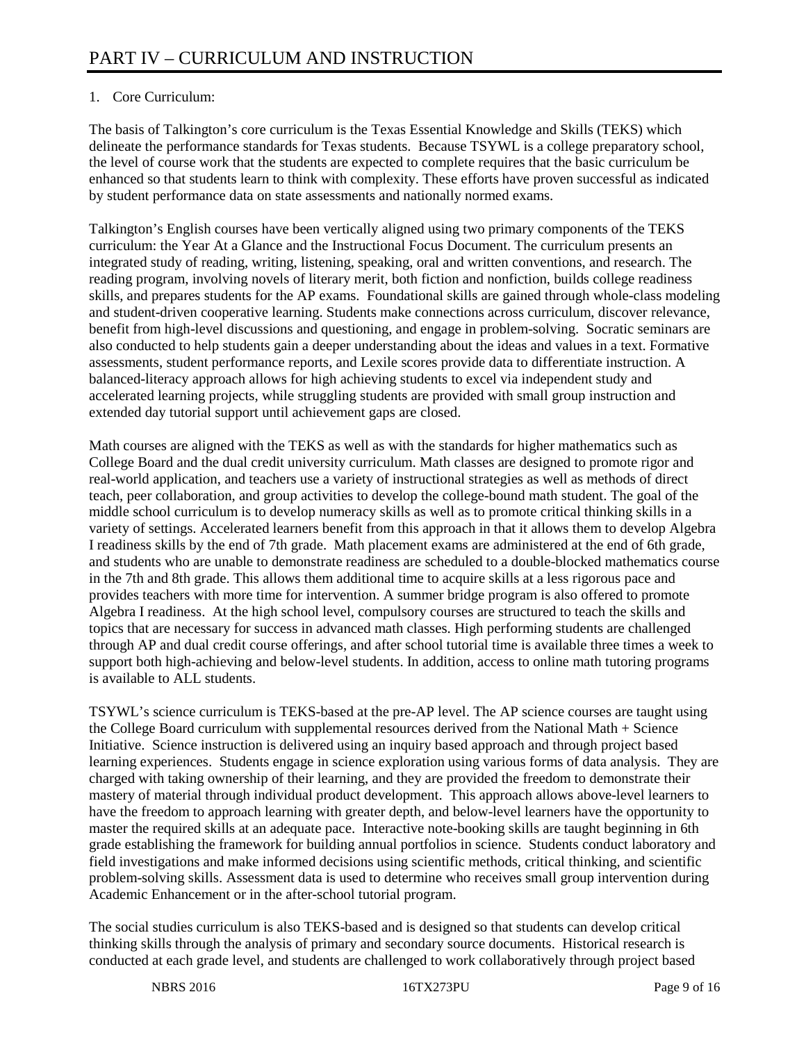# PART IV – CURRICULUM AND INSTRUCTION

1. Core Curriculum:

The basis of Talkington's core curriculum is the Texas Essential Knowledge and Skills (TEKS) which delineate the performance standards for Texas students. Because TSYWL is a college preparatory school, the level of course work that the students are expected to complete requires that the basic curriculum be enhanced so that students learn to think with complexity. These efforts have proven successful as indicated by student performance data on state assessments and nationally normed exams.

Talkington's English courses have been vertically aligned using two primary components of the TEKS curriculum: the Year At a Glance and the Instructional Focus Document. The curriculum presents an integrated study of reading, writing, listening, speaking, oral and written conventions, and research. The reading program, involving novels of literary merit, both fiction and nonfiction, builds college readiness skills, and prepares students for the AP exams. Foundational skills are gained through whole-class modeling and student-driven cooperative learning. Students make connections across curriculum, discover relevance, benefit from high-level discussions and questioning, and engage in problem-solving. Socratic seminars are also conducted to help students gain a deeper understanding about the ideas and values in a text. Formative assessments, student performance reports, and Lexile scores provide data to differentiate instruction. A balanced-literacy approach allows for high achieving students to excel via independent study and accelerated learning projects, while struggling students are provided with small group instruction and extended day tutorial support until achievement gaps are closed.

Math courses are aligned with the TEKS as well as with the standards for higher mathematics such as College Board and the dual credit university curriculum. Math classes are designed to promote rigor and real-world application, and teachers use a variety of instructional strategies as well as methods of direct teach, peer collaboration, and group activities to develop the college-bound math student. The goal of the middle school curriculum is to develop numeracy skills as well as to promote critical thinking skills in a variety of settings. Accelerated learners benefit from this approach in that it allows them to develop Algebra I readiness skills by the end of 7th grade. Math placement exams are administered at the end of 6th grade, and students who are unable to demonstrate readiness are scheduled to a double-blocked mathematics course in the 7th and 8th grade. This allows them additional time to acquire skills at a less rigorous pace and provides teachers with more time for intervention. A summer bridge program is also offered to promote Algebra I readiness. At the high school level, compulsory courses are structured to teach the skills and topics that are necessary for success in advanced math classes. High performing students are challenged through AP and dual credit course offerings, and after school tutorial time is available three times a week to support both high-achieving and below-level students. In addition, access to online math tutoring programs is available to ALL students.

TSYWL's science curriculum is TEKS-based at the pre-AP level. The AP science courses are taught using the College Board curriculum with supplemental resources derived from the National Math + Science Initiative. Science instruction is delivered using an inquiry based approach and through project based learning experiences. Students engage in science exploration using various forms of data analysis. They are charged with taking ownership of their learning, and they are provided the freedom to demonstrate their mastery of material through individual product development. This approach allows above-level learners to have the freedom to approach learning with greater depth, and below-level learners have the opportunity to master the required skills at an adequate pace. Interactive note-booking skills are taught beginning in 6th grade establishing the framework for building annual portfolios in science. Students conduct laboratory and field investigations and make informed decisions using scientific methods, critical thinking, and scientific problem-solving skills. Assessment data is used to determine who receives small group intervention during Academic Enhancement or in the after-school tutorial program.

The social studies curriculum is also TEKS-based and is designed so that students can develop critical thinking skills through the analysis of primary and secondary source documents. Historical research is conducted at each grade level, and students are challenged to work collaboratively through project based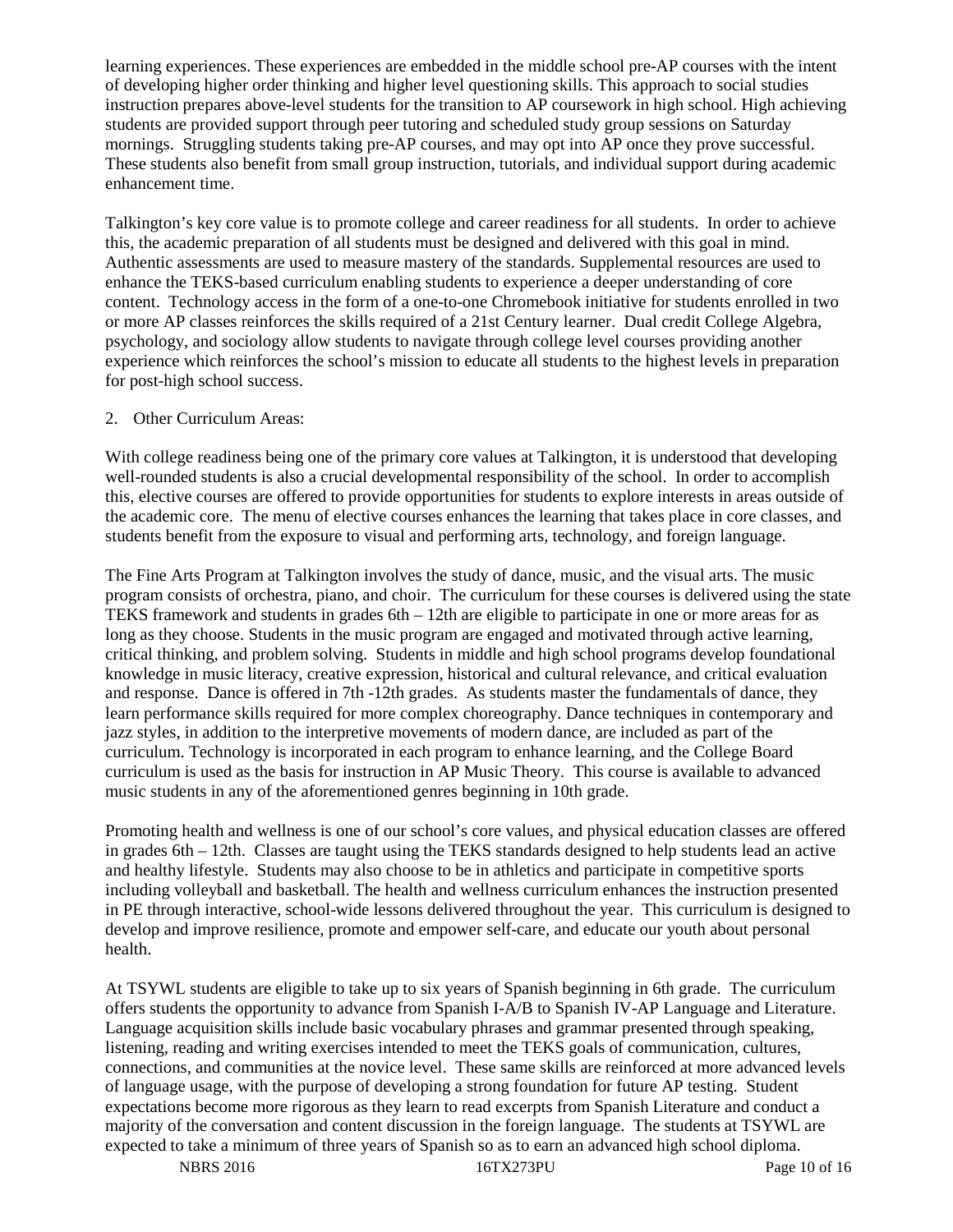learning experiences. These experiences are embedded in the middle school pre-AP courses with the intent of developing higher order thinking and higher level questioning skills. This approach to social studies instruction prepares above-level students for the transition to AP coursework in high school. High achieving students are provided support through peer tutoring and scheduled study group sessions on Saturday mornings. Struggling students taking pre-AP courses, and may opt into AP once they prove successful. These students also benefit from small group instruction, tutorials, and individual support during academic enhancement time.

Talkington's key core value is to promote college and career readiness for all students. In order to achieve this, the academic preparation of all students must be designed and delivered with this goal in mind. Authentic assessments are used to measure mastery of the standards. Supplemental resources are used to enhance the TEKS-based curriculum enabling students to experience a deeper understanding of core content. Technology access in the form of a one-to-one Chromebook initiative for students enrolled in two or more AP classes reinforces the skills required of a 21st Century learner. Dual credit College Algebra, psychology, and sociology allow students to navigate through college level courses providing another experience which reinforces the school's mission to educate all students to the highest levels in preparation for post-high school success.

2. Other Curriculum Areas:

With college readiness being one of the primary core values at Talkington, it is understood that developing well-rounded students is also a crucial developmental responsibility of the school. In order to accomplish this, elective courses are offered to provide opportunities for students to explore interests in areas outside of the academic core. The menu of elective courses enhances the learning that takes place in core classes, and students benefit from the exposure to visual and performing arts, technology, and foreign language.

The Fine Arts Program at Talkington involves the study of dance, music, and the visual arts. The music program consists of orchestra, piano, and choir. The curriculum for these courses is delivered using the state TEKS framework and students in grades 6th – 12th are eligible to participate in one or more areas for as long as they choose. Students in the music program are engaged and motivated through active learning, critical thinking, and problem solving. Students in middle and high school programs develop foundational knowledge in music literacy, creative expression, historical and cultural relevance, and critical evaluation and response. Dance is offered in 7th -12th grades. As students master the fundamentals of dance, they learn performance skills required for more complex choreography. Dance techniques in contemporary and jazz styles, in addition to the interpretive movements of modern dance, are included as part of the curriculum. Technology is incorporated in each program to enhance learning, and the College Board curriculum is used as the basis for instruction in AP Music Theory. This course is available to advanced music students in any of the aforementioned genres beginning in 10th grade.

Promoting health and wellness is one of our school's core values, and physical education classes are offered in grades 6th – 12th. Classes are taught using the TEKS standards designed to help students lead an active and healthy lifestyle. Students may also choose to be in athletics and participate in competitive sports including volleyball and basketball. The health and wellness curriculum enhances the instruction presented in PE through interactive, school-wide lessons delivered throughout the year. This curriculum is designed to develop and improve resilience, promote and empower self-care, and educate our youth about personal health.

At TSYWL students are eligible to take up to six years of Spanish beginning in 6th grade. The curriculum offers students the opportunity to advance from Spanish I-A/B to Spanish IV-AP Language and Literature. Language acquisition skills include basic vocabulary phrases and grammar presented through speaking, listening, reading and writing exercises intended to meet the TEKS goals of communication, cultures, connections, and communities at the novice level. These same skills are reinforced at more advanced levels of language usage, with the purpose of developing a strong foundation for future AP testing. Student expectations become more rigorous as they learn to read excerpts from Spanish Literature and conduct a majority of the conversation and content discussion in the foreign language. The students at TSYWL are expected to take a minimum of three years of Spanish so as to earn an advanced high school diploma.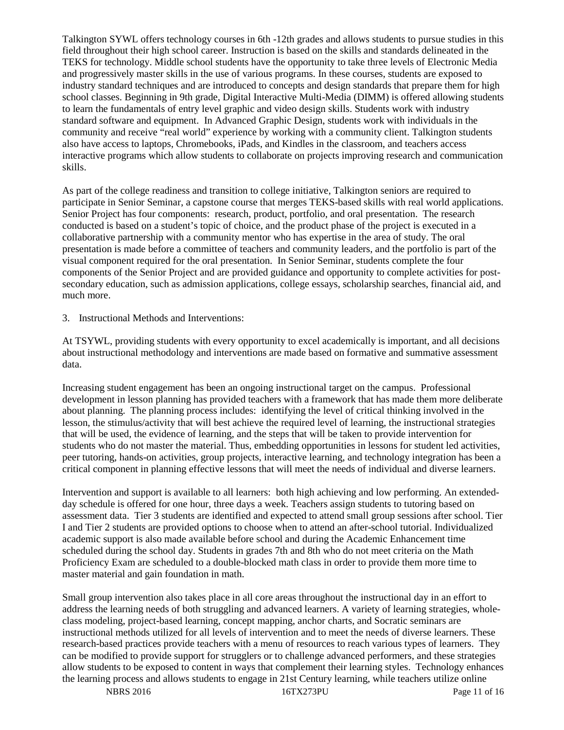Talkington SYWL offers technology courses in 6th -12th grades and allows students to pursue studies in this field throughout their high school career. Instruction is based on the skills and standards delineated in the TEKS for technology. Middle school students have the opportunity to take three levels of Electronic Media and progressively master skills in the use of various programs. In these courses, students are exposed to industry standard techniques and are introduced to concepts and design standards that prepare them for high school classes. Beginning in 9th grade, Digital Interactive Multi-Media (DIMM) is offered allowing students to learn the fundamentals of entry level graphic and video design skills. Students work with industry standard software and equipment. In Advanced Graphic Design, students work with individuals in the community and receive "real world" experience by working with a community client. Talkington students also have access to laptops, Chromebooks, iPads, and Kindles in the classroom, and teachers access interactive programs which allow students to collaborate on projects improving research and communication skills.

As part of the college readiness and transition to college initiative, Talkington seniors are required to participate in Senior Seminar, a capstone course that merges TEKS-based skills with real world applications. Senior Project has four components: research, product, portfolio, and oral presentation. The research conducted is based on a student's topic of choice, and the product phase of the project is executed in a collaborative partnership with a community mentor who has expertise in the area of study. The oral presentation is made before a committee of teachers and community leaders, and the portfolio is part of the visual component required for the oral presentation. In Senior Seminar, students complete the four components of the Senior Project and are provided guidance and opportunity to complete activities for post-secondary education, such as admission applications, college essays, scholarship searches, financial aid, and much more.

3. Instructional Methods and Interventions:

At TSYWL, providing students with every opportunity to excel academically is important, and all decisions about instructional methodology and interventions are made based on formative and summative assessment data.

Increasing student engagement has been an ongoing instructional target on the campus. Professional development in lesson planning has provided teachers with a framework that has made them more deliberate about planning. The planning process includes: identifying the level of critical thinking involved in the lesson, the stimulus/activity that will best achieve the required level of learning, the instructional strategies that will be used, the evidence of learning, and the steps that will be taken to provide intervention for students who do not master the material. Thus, embedding opportunities in lessons for student led activities, peer tutoring, hands-on activities, group projects, interactive learning, and technology integration has been a critical component in planning effective lessons that will meet the needs of individual and diverse learners.

Intervention and support is available to all learners: both high achieving and low performing. An extended-day schedule is offered for one hour, three days a week. Teachers assign students to tutoring based on assessment data. Tier 3 students are identified and expected to attend small group sessions after school. Tier I and Tier 2 students are provided options to choose when to attend an after-school tutorial. Individualized academic support is also made available before school and during the Academic Enhancement time scheduled during the school day. Students in grades 7th and 8th who do not meet criteria on the Math Proficiency Exam are scheduled to a double-blocked math class in order to provide them more time to master material and gain foundation in math.

Small group intervention also takes place in all core areas throughout the instructional day in an effort to address the learning needs of both struggling and advanced learners. A variety of learning strategies, whole-class modeling, project-based learning, concept mapping, anchor charts, and Socratic seminars are instructional methods utilized for all levels of intervention and to meet the needs of diverse learners. These research-based practices provide teachers with a menu of resources to reach various types of learners. They can be modified to provide support for strugglers or to challenge advanced performers, and these strategies allow students to be exposed to content in ways that complement their learning styles. Technology enhances the learning process and allows students to engage in 21st Century learning, while teachers utilize online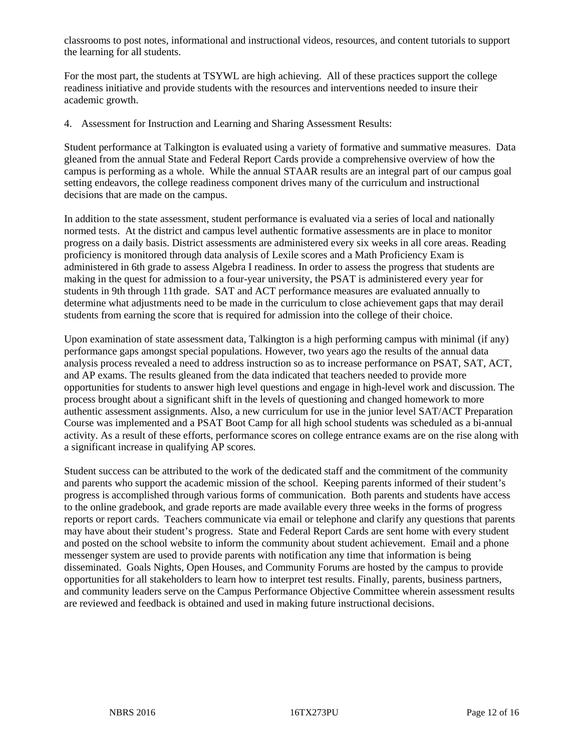classrooms to post notes, informational and instructional videos, resources, and content tutorials to support the learning for all students.

For the most part, the students at TSYWL are high achieving. All of these practices support the college readiness initiative and provide students with the resources and interventions needed to insure their academic growth.

4. Assessment for Instruction and Learning and Sharing Assessment Results:

Student performance at Talkington is evaluated using a variety of formative and summative measures. Data gleaned from the annual State and Federal Report Cards provide a comprehensive overview of how the campus is performing as a whole. While the annual STAAR results are an integral part of our campus goal setting endeavors, the college readiness component drives many of the curriculum and instructional decisions that are made on the campus.

In addition to the state assessment, student performance is evaluated via a series of local and nationally normed tests. At the district and campus level authentic formative assessments are in place to monitor progress on a daily basis. District assessments are administered every six weeks in all core areas. Reading proficiency is monitored through data analysis of Lexile scores and a Math Proficiency Exam is administered in 6th grade to assess Algebra I readiness. In order to assess the progress that students are making in the quest for admission to a four-year university, the PSAT is administered every year for students in 9th through 11th grade. SAT and ACT performance measures are evaluated annually to determine what adjustments need to be made in the curriculum to close achievement gaps that may derail students from earning the score that is required for admission into the college of their choice.

Upon examination of state assessment data, Talkington is a high performing campus with minimal (if any) performance gaps amongst special populations. However, two years ago the results of the annual data analysis process revealed a need to address instruction so as to increase performance on PSAT, SAT, ACT, and AP exams. The results gleaned from the data indicated that teachers needed to provide more opportunities for students to answer high level questions and engage in high-level work and discussion. The process brought about a significant shift in the levels of questioning and changed homework to more authentic assessment assignments. Also, a new curriculum for use in the junior level SAT/ACT Preparation Course was implemented and a PSAT Boot Camp for all high school students was scheduled as a bi-annual activity. As a result of these efforts, performance scores on college entrance exams are on the rise along with a significant increase in qualifying AP scores.

Student success can be attributed to the work of the dedicated staff and the commitment of the community and parents who support the academic mission of the school. Keeping parents informed of their student's progress is accomplished through various forms of communication. Both parents and students have access to the online gradebook, and grade reports are made available every three weeks in the forms of progress reports or report cards. Teachers communicate via email or telephone and clarify any questions that parents may have about their student's progress. State and Federal Report Cards are sent home with every student and posted on the school website to inform the community about student achievement. Email and a phone messenger system are used to provide parents with notification any time that information is being disseminated. Goals Nights, Open Houses, and Community Forums are hosted by the campus to provide opportunities for all stakeholders to learn how to interpret test results. Finally, parents, business partners, and community leaders serve on the Campus Performance Objective Committee wherein assessment results are reviewed and feedback is obtained and used in making future instructional decisions.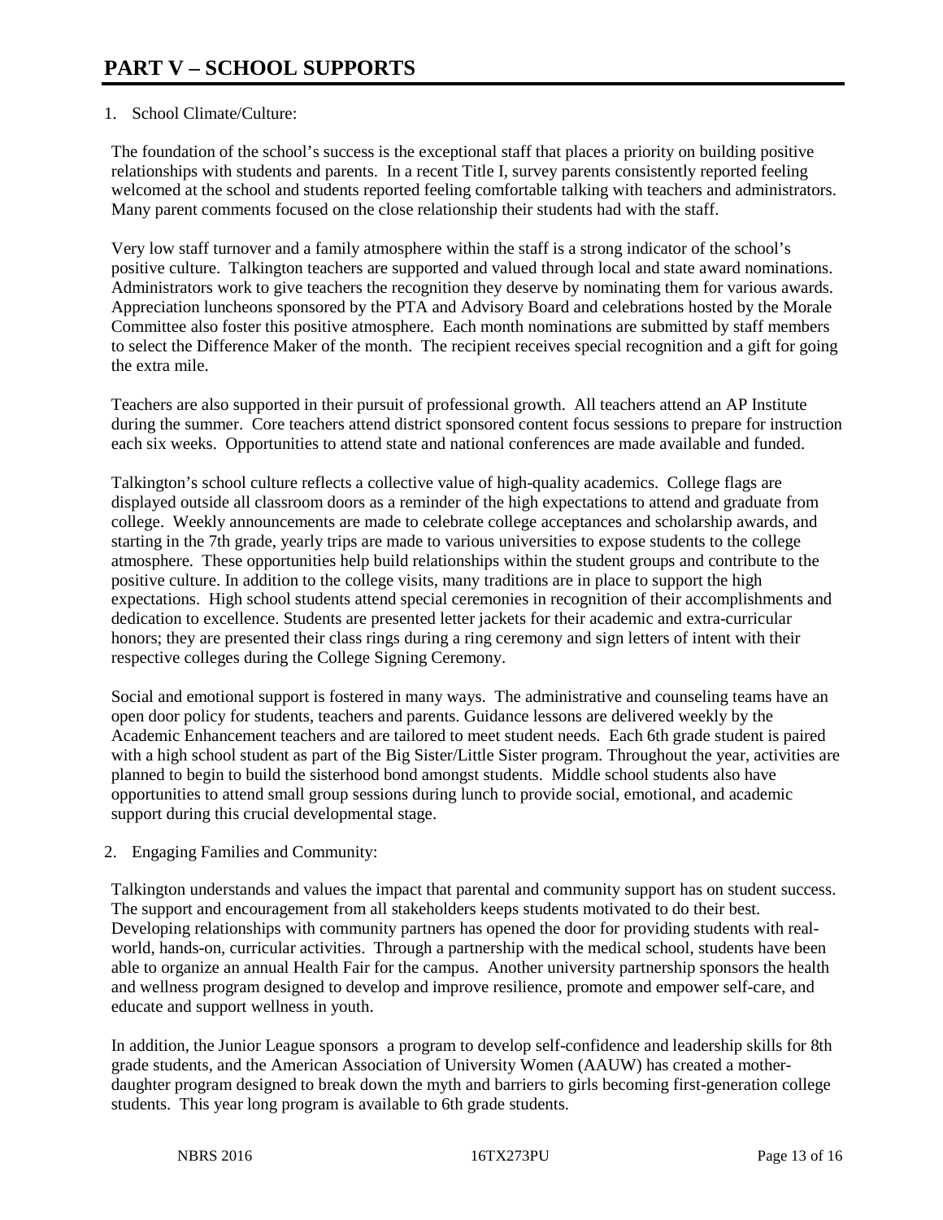# PART V – SCHOOL SUPPORTS

1. School Climate/Culture:

The foundation of the school's success is the exceptional staff that places a priority on building positive relationships with students and parents. In a recent Title I, survey parents consistently reported feeling welcomed at the school and students reported feeling comfortable talking with teachers and administrators. Many parent comments focused on the close relationship their students had with the staff.

Very low staff turnover and a family atmosphere within the staff is a strong indicator of the school's positive culture. Talkington teachers are supported and valued through local and state award nominations. Administrators work to give teachers the recognition they deserve by nominating them for various awards. Appreciation luncheons sponsored by the PTA and Advisory Board and celebrations hosted by the Morale Committee also foster this positive atmosphere. Each month nominations are submitted by staff members to select the Difference Maker of the month. The recipient receives special recognition and a gift for going the extra mile.

Teachers are also supported in their pursuit of professional growth. All teachers attend an AP Institute during the summer. Core teachers attend district sponsored content focus sessions to prepare for instruction each six weeks. Opportunities to attend state and national conferences are made available and funded.

Talkington's school culture reflects a collective value of high-quality academics. College flags are displayed outside all classroom doors as a reminder of the high expectations to attend and graduate from college. Weekly announcements are made to celebrate college acceptances and scholarship awards, and starting in the 7th grade, yearly trips are made to various universities to expose students to the college atmosphere. These opportunities help build relationships within the student groups and contribute to the positive culture. In addition to the college visits, many traditions are in place to support the high expectations. High school students attend special ceremonies in recognition of their accomplishments and dedication to excellence. Students are presented letter jackets for their academic and extra-curricular honors; they are presented their class rings during a ring ceremony and sign letters of intent with their respective colleges during the College Signing Ceremony.

Social and emotional support is fostered in many ways. The administrative and counseling teams have an open door policy for students, teachers and parents. Guidance lessons are delivered weekly by the Academic Enhancement teachers and are tailored to meet student needs. Each 6th grade student is paired with a high school student as part of the Big Sister/Little Sister program. Throughout the year, activities are planned to begin to build the sisterhood bond amongst students. Middle school students also have opportunities to attend small group sessions during lunch to provide social, emotional, and academic support during this crucial developmental stage.

2. Engaging Families and Community:

Talkington understands and values the impact that parental and community support has on student success. The support and encouragement from all stakeholders keeps students motivated to do their best. Developing relationships with community partners has opened the door for providing students with real-world, hands-on, curricular activities. Through a partnership with the medical school, students have been able to organize an annual Health Fair for the campus. Another university partnership sponsors the health and wellness program designed to develop and improve resilience, promote and empower self-care, and educate and support wellness in youth.

In addition, the Junior League sponsors a program to develop self-confidence and leadership skills for 8th grade students, and the American Association of University Women (AAUW) has created a mother-daughter program designed to break down the myth and barriers to girls becoming first-generation college students. This year long program is available to 6th grade students.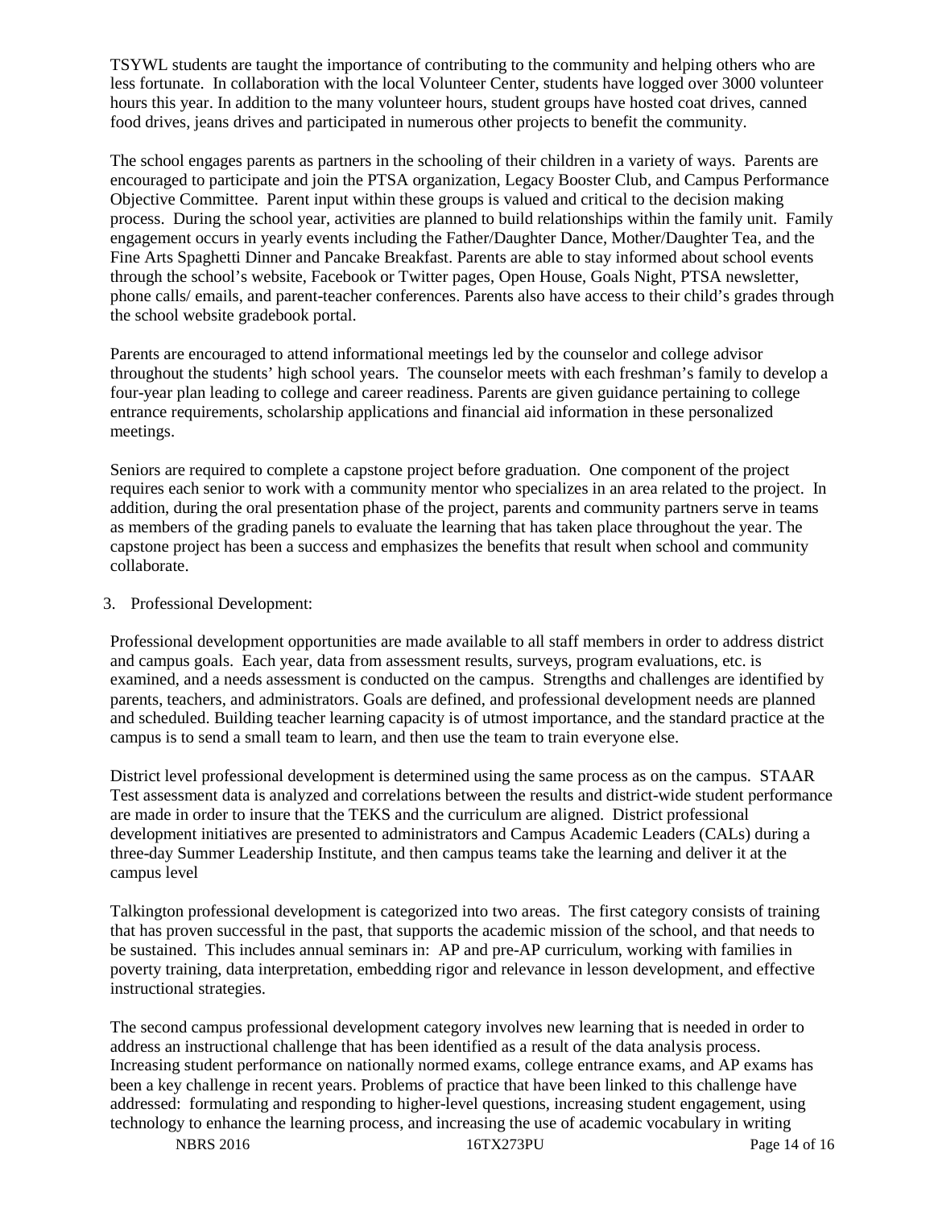TSYWL students are taught the importance of contributing to the community and helping others who are less fortunate. In collaboration with the local Volunteer Center, students have logged over 3000 volunteer hours this year. In addition to the many volunteer hours, student groups have hosted coat drives, canned food drives, jeans drives and participated in numerous other projects to benefit the community.

The school engages parents as partners in the schooling of their children in a variety of ways. Parents are encouraged to participate and join the PTSA organization, Legacy Booster Club, and Campus Performance Objective Committee. Parent input within these groups is valued and critical to the decision making process. During the school year, activities are planned to build relationships within the family unit. Family engagement occurs in yearly events including the Father/Daughter Dance, Mother/Daughter Tea, and the Fine Arts Spaghetti Dinner and Pancake Breakfast. Parents are able to stay informed about school events through the school's website, Facebook or Twitter pages, Open House, Goals Night, PTSA newsletter, phone calls/ emails, and parent-teacher conferences. Parents also have access to their child's grades through the school website gradebook portal.

Parents are encouraged to attend informational meetings led by the counselor and college advisor throughout the students' high school years. The counselor meets with each freshman's family to develop a four-year plan leading to college and career readiness. Parents are given guidance pertaining to college entrance requirements, scholarship applications and financial aid information in these personalized meetings.

Seniors are required to complete a capstone project before graduation. One component of the project requires each senior to work with a community mentor who specializes in an area related to the project. In addition, during the oral presentation phase of the project, parents and community partners serve in teams as members of the grading panels to evaluate the learning that has taken place throughout the year. The capstone project has been a success and emphasizes the benefits that result when school and community collaborate.

3. Professional Development:

Professional development opportunities are made available to all staff members in order to address district and campus goals. Each year, data from assessment results, surveys, program evaluations, etc. is examined, and a needs assessment is conducted on the campus. Strengths and challenges are identified by parents, teachers, and administrators. Goals are defined, and professional development needs are planned and scheduled. Building teacher learning capacity is of utmost importance, and the standard practice at the campus is to send a small team to learn, and then use the team to train everyone else.

District level professional development is determined using the same process as on the campus. STAAR Test assessment data is analyzed and correlations between the results and district-wide student performance are made in order to insure that the TEKS and the curriculum are aligned. District professional development initiatives are presented to administrators and Campus Academic Leaders (CALs) during a three-day Summer Leadership Institute, and then campus teams take the learning and deliver it at the campus level

Talkington professional development is categorized into two areas. The first category consists of training that has proven successful in the past, that supports the academic mission of the school, and that needs to be sustained. This includes annual seminars in: AP and pre-AP curriculum, working with families in poverty training, data interpretation, embedding rigor and relevance in lesson development, and effective instructional strategies.

The second campus professional development category involves new learning that is needed in order to address an instructional challenge that has been identified as a result of the data analysis process. Increasing student performance on nationally normed exams, college entrance exams, and AP exams has been a key challenge in recent years. Problems of practice that have been linked to this challenge have addressed: formulating and responding to higher-level questions, increasing student engagement, using technology to enhance the learning process, and increasing the use of academic vocabulary in writing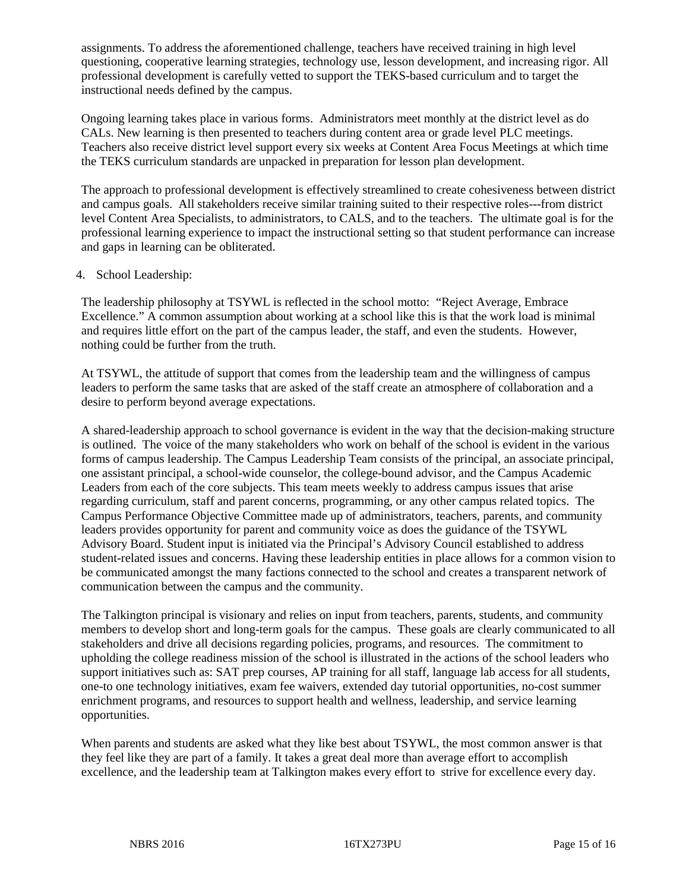assignments. To address the aforementioned challenge, teachers have received training in high level questioning, cooperative learning strategies, technology use, lesson development, and increasing rigor. All professional development is carefully vetted to support the TEKS-based curriculum and to target the instructional needs defined by the campus.

Ongoing learning takes place in various forms. Administrators meet monthly at the district level as do CALs. New learning is then presented to teachers during content area or grade level PLC meetings. Teachers also receive district level support every six weeks at Content Area Focus Meetings at which time the TEKS curriculum standards are unpacked in preparation for lesson plan development.

The approach to professional development is effectively streamlined to create cohesiveness between district and campus goals. All stakeholders receive similar training suited to their respective roles---from district level Content Area Specialists, to administrators, to CALS, and to the teachers. The ultimate goal is for the professional learning experience to impact the instructional setting so that student performance can increase and gaps in learning can be obliterated.

4. School Leadership:

The leadership philosophy at TSYWL is reflected in the school motto: "Reject Average, Embrace Excellence." A common assumption about working at a school like this is that the work load is minimal and requires little effort on the part of the campus leader, the staff, and even the students. However, nothing could be further from the truth.

At TSYWL, the attitude of support that comes from the leadership team and the willingness of campus leaders to perform the same tasks that are asked of the staff create an atmosphere of collaboration and a desire to perform beyond average expectations.

A shared-leadership approach to school governance is evident in the way that the decision-making structure is outlined. The voice of the many stakeholders who work on behalf of the school is evident in the various forms of campus leadership. The Campus Leadership Team consists of the principal, an associate principal, one assistant principal, a school-wide counselor, the college-bound advisor, and the Campus Academic Leaders from each of the core subjects. This team meets weekly to address campus issues that arise regarding curriculum, staff and parent concerns, programming, or any other campus related topics. The Campus Performance Objective Committee made up of administrators, teachers, parents, and community leaders provides opportunity for parent and community voice as does the guidance of the TSYWL Advisory Board. Student input is initiated via the Principal's Advisory Council established to address student-related issues and concerns. Having these leadership entities in place allows for a common vision to be communicated amongst the many factions connected to the school and creates a transparent network of communication between the campus and the community.

The Talkington principal is visionary and relies on input from teachers, parents, students, and community members to develop short and long-term goals for the campus. These goals are clearly communicated to all stakeholders and drive all decisions regarding policies, programs, and resources. The commitment to upholding the college readiness mission of the school is illustrated in the actions of the school leaders who support initiatives such as: SAT prep courses, AP training for all staff, language lab access for all students, one-to one technology initiatives, exam fee waivers, extended day tutorial opportunities, no-cost summer enrichment programs, and resources to support health and wellness, leadership, and service learning opportunities.

When parents and students are asked what they like best about TSYWL, the most common answer is that they feel like they are part of a family. It takes a great deal more than average effort to accomplish excellence, and the leadership team at Talkington makes every effort to strive for excellence every day.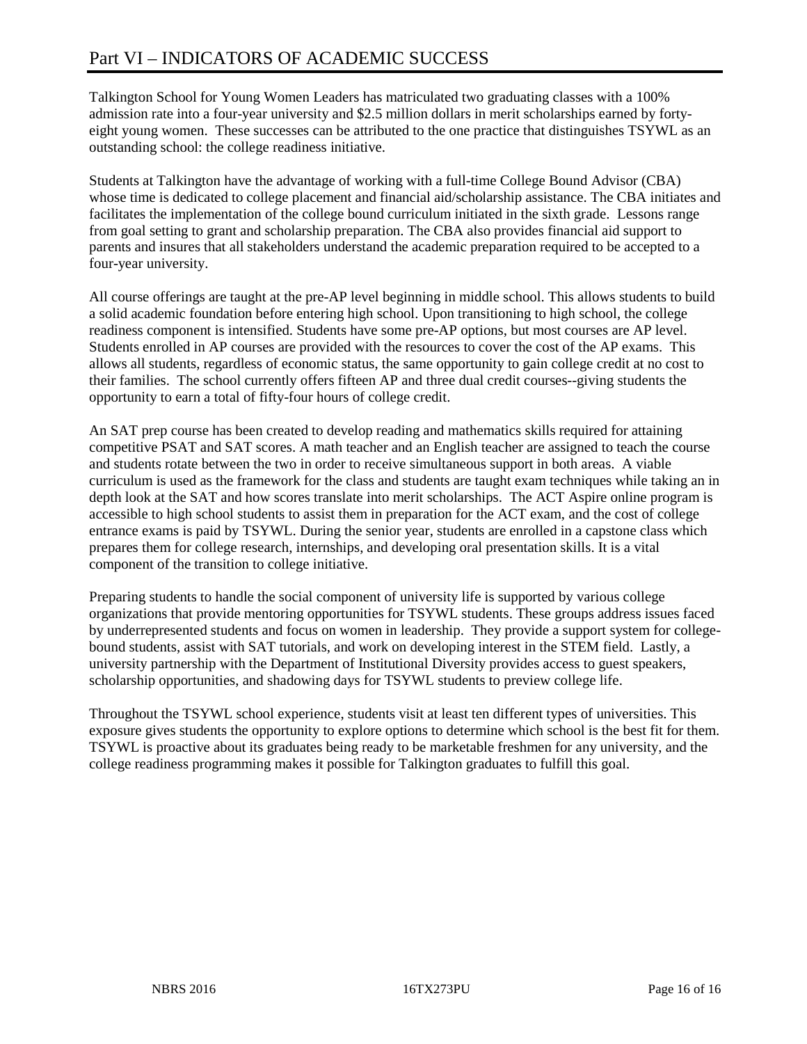# Part VI – INDICATORS OF ACADEMIC SUCCESS

Talkington School for Young Women Leaders has matriculated two graduating classes with a 100% admission rate into a four-year university and $2.5 million dollars in merit scholarships earned by forty-eight young women. These successes can be attributed to the one practice that distinguishes TSYWL as an outstanding school: the college readiness initiative.

Students at Talkington have the advantage of working with a full-time College Bound Advisor (CBA) whose time is dedicated to college placement and financial aid/scholarship assistance. The CBA initiates and facilitates the implementation of the college bound curriculum initiated in the sixth grade. Lessons range from goal setting to grant and scholarship preparation. The CBA also provides financial aid support to parents and insures that all stakeholders understand the academic preparation required to be accepted to a four-year university.

All course offerings are taught at the pre-AP level beginning in middle school. This allows students to build a solid academic foundation before entering high school. Upon transitioning to high school, the college readiness component is intensified. Students have some pre-AP options, but most courses are AP level. Students enrolled in AP courses are provided with the resources to cover the cost of the AP exams. This allows all students, regardless of economic status, the same opportunity to gain college credit at no cost to their families. The school currently offers fifteen AP and three dual credit courses--giving students the opportunity to earn a total of fifty-four hours of college credit.

An SAT prep course has been created to develop reading and mathematics skills required for attaining competitive PSAT and SAT scores. A math teacher and an English teacher are assigned to teach the course and students rotate between the two in order to receive simultaneous support in both areas. A viable curriculum is used as the framework for the class and students are taught exam techniques while taking an in depth look at the SAT and how scores translate into merit scholarships. The ACT Aspire online program is accessible to high school students to assist them in preparation for the ACT exam, and the cost of college entrance exams is paid by TSYWL. During the senior year, students are enrolled in a capstone class which prepares them for college research, internships, and developing oral presentation skills. It is a vital component of the transition to college initiative.

Preparing students to handle the social component of university life is supported by various college organizations that provide mentoring opportunities for TSYWL students. These groups address issues faced by underrepresented students and focus on women in leadership. They provide a support system for college-bound students, assist with SAT tutorials, and work on developing interest in the STEM field. Lastly, a university partnership with the Department of Institutional Diversity provides access to guest speakers, scholarship opportunities, and shadowing days for TSYWL students to preview college life.

Throughout the TSYWL school experience, students visit at least ten different types of universities. This exposure gives students the opportunity to explore options to determine which school is the best fit for them. TSYWL is proactive about its graduates being ready to be marketable freshmen for any university, and the college readiness programming makes it possible for Talkington graduates to fulfill this goal.